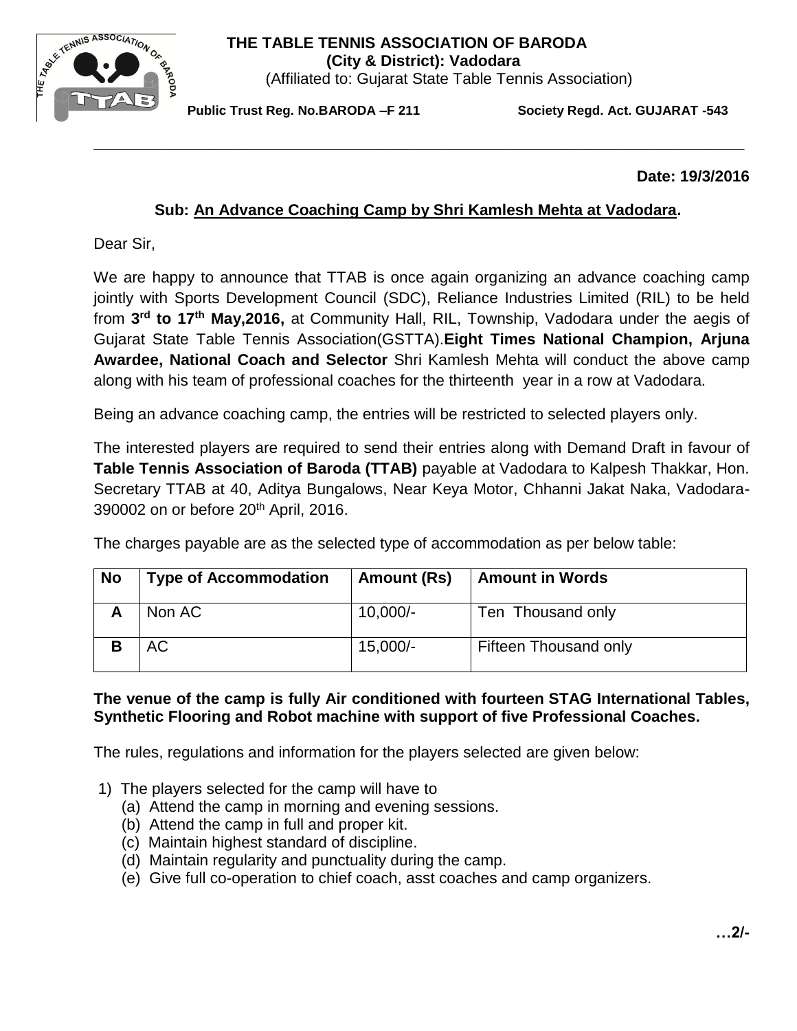# THE TABLE TENNIS ASSOCIATION OF BARODA

**(City & District): Vadodara**

(Affiliated to: Gujarat State Table Tennis Association)

**Public Trust Reg. No.BARODA –F 211** **Society Regd. Act. GUJARAT -543**

---

**Date: 19/3/2016**

**Sub: An Advance Coaching Camp by Shri Kamlesh Mehta at Vadodara.**

Dear Sir,

We are happy to announce that TTAB is once again organizing an advance coaching camp jointly with Sports Development Council (SDC), Reliance Industries Limited (RIL) to be held from **3rd to 17th May,2016,** at Community Hall, RIL, Township, Vadodara under the aegis of Gujarat State Table Tennis Association(GSTTA).**Eight Times National Champion, Arjuna Awardee, National Coach and Selector** Shri Kamlesh Mehta will conduct the above camp along with his team of professional coaches for the thirteenth year in a row at Vadodara.

Being an advance coaching camp, the entries will be restricted to selected players only.

The interested players are required to send their entries along with Demand Draft in favour of **Table Tennis Association of Baroda (TTAB)** payable at Vadodara to Kalpesh Thakkar, Hon. Secretary TTAB at 40, Aditya Bungalows, Near Keya Motor, Chhanni Jakat Naka, Vadodara-390002 on or before 20th April, 2016.

The charges payable are as the selected type of accommodation as per below table:

| No | Type of Accommodation | Amount (Rs) | Amount in Words |
|---|---|---|---|
| A | Non AC | 10,000/- | Ten Thousand only |
| B | AC | 15,000/- | Fifteen Thousand only |

**The venue of the camp is fully Air conditioned with fourteen STAG International Tables, Synthetic Flooring and Robot machine with support of five Professional Coaches.**

The rules, regulations and information for the players selected are given below:

1) The players selected for the camp will have to
   (a) Attend the camp in morning and evening sessions.
   (b) Attend the camp in full and proper kit.
   (c) Maintain highest standard of discipline.
   (d) Maintain regularity and punctuality during the camp.
   (e) Give full co-operation to chief coach, asst coaches and camp organizers.

**…2/-**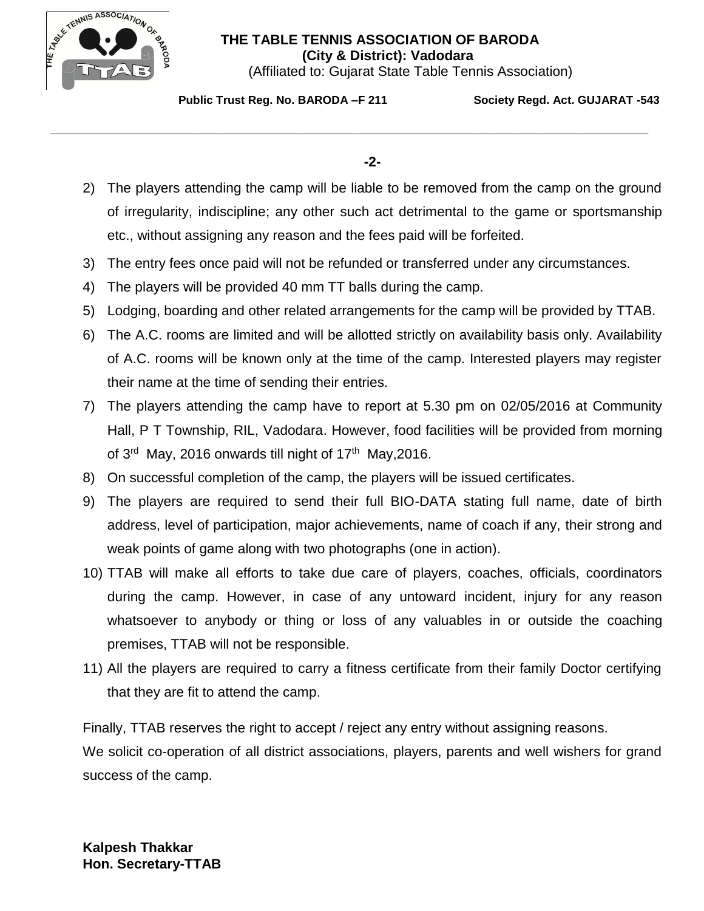**THE TABLE TENNIS ASSOCIATION OF BARODA**
**(City & District): Vadodara**
(Affiliated to: Gujarat State Table Tennis Association)

**Public Trust Reg. No. BARODA –F 211** **Society Regd. Act. GUJARAT -543**

---

2) The players attending the camp will be liable to be removed from the camp on the ground of irregularity, indiscipline; any other such act detrimental to the game or sportsmanship etc., without assigning any reason and the fees paid will be forfeited.
3) The entry fees once paid will not be refunded or transferred under any circumstances.
4) The players will be provided 40 mm TT balls during the camp.
5) Lodging, boarding and other related arrangements for the camp will be provided by TTAB.
6) The A.C. rooms are limited and will be allotted strictly on availability basis only. Availability of A.C. rooms will be known only at the time of the camp. Interested players may register their name at the time of sending their entries.
7) The players attending the camp have to report at 5.30 pm on 02/05/2016 at Community Hall, P T Township, RIL, Vadodara. However, food facilities will be provided from morning of 3rd May, 2016 onwards till night of 17th May,2016.
8) On successful completion of the camp, the players will be issued certificates.
9) The players are required to send their full BIO-DATA stating full name, date of birth address, level of participation, major achievements, name of coach if any, their strong and weak points of game along with two photographs (one in action).
10) TTAB will make all efforts to take due care of players, coaches, officials, coordinators during the camp. However, in case of any untoward incident, injury for any reason whatsoever to anybody or thing or loss of any valuables in or outside the coaching premises, TTAB will not be responsible.
11) All the players are required to carry a fitness certificate from their family Doctor certifying that they are fit to attend the camp.

Finally, TTAB reserves the right to accept / reject any entry without assigning reasons.

We solicit co-operation of all district associations, players, parents and well wishers for grand success of the camp.

**Kalpesh Thakkar**
**Hon. Secretary-TTAB**